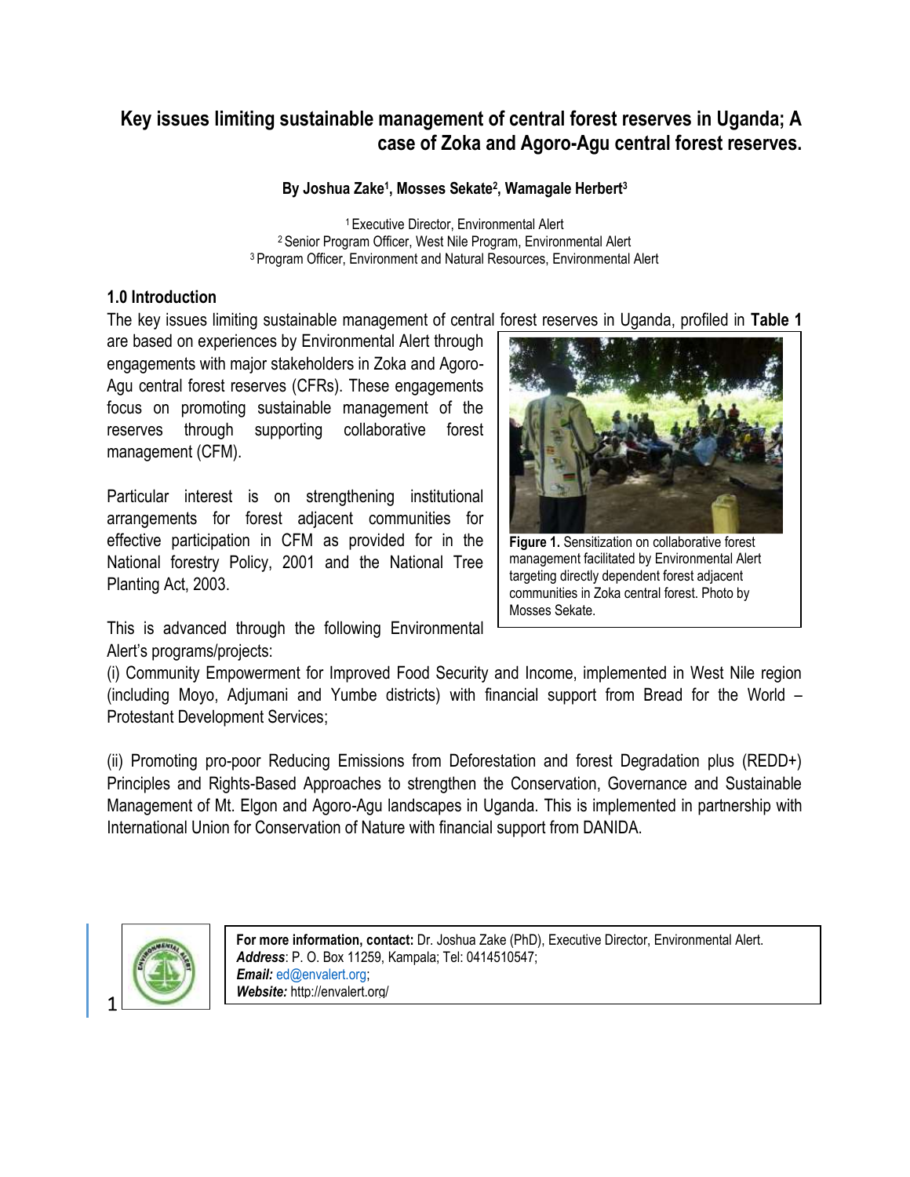# Key issues limiting sustainable management of central forest reserves in Uganda; A case of Zoka and Agoro-Agu central forest reserves.

**By Joshua Zake[1], Mosses Sekate[2], Wamagale Herbert[3]**

[1] Executive Director, Environmental Alert
[2] Senior Program Officer, West Nile Program, Environmental Alert
[3] Program Officer, Environment and Natural Resources, Environmental Alert

## 1.0 Introduction

The key issues limiting sustainable management of central forest reserves in Uganda, profiled in **Table 1** are based on experiences by Environmental Alert through engagements with major stakeholders in Zoka and Agoro-Agu central forest reserves (CFRs). These engagements focus on promoting sustainable management of the reserves through supporting collaborative forest management (CFM).

Particular interest is on strengthening institutional arrangements for forest adjacent communities for effective participation in CFM as provided for in the National forestry Policy, 2001 and the National Tree Planting Act, 2003.

**Figure 1.** Sensitization on collaborative forest management facilitated by Environmental Alert targeting directly dependent forest adjacent communities in Zoka central forest. Photo by Mosses Sekate.

This is advanced through the following Environmental Alert's programs/projects:

(i) Community Empowerment for Improved Food Security and Income, implemented in West Nile region (including Moyo, Adjumani and Yumbe districts) with financial support from Bread for the World – Protestant Development Services;

(ii) Promoting pro-poor Reducing Emissions from Deforestation and forest Degradation plus (REDD+) Principles and Rights-Based Approaches to strengthen the Conservation, Governance and Sustainable Management of Mt. Elgon and Agoro-Agu landscapes in Uganda. This is implemented in partnership with International Union for Conservation of Nature with financial support from DANIDA.

**For more information, contact:** Dr. Joshua Zake (PhD), Executive Director, Environmental Alert.
***Address***: P. O. Box 11259, Kampala; Tel: 0414510547;
***Email:*** ed@envalert.org;
***Website:*** http://envalert.org/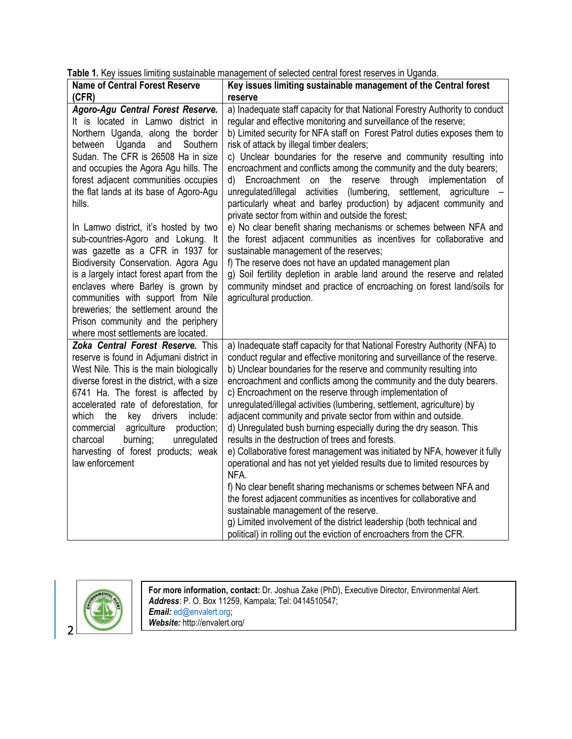**Table 1.** Key issues limiting sustainable management of selected central forest reserves in Uganda.

| Name of Central Forest Reserve (CFR) | Key issues limiting sustainable management of the Central forest reserve |
|---|---|
| ***Agoro-Agu Central Forest Reserve.*** It is located in Lamwo district in Northern Uganda, along the border between Uganda and Southern Sudan. The CFR is 26508 Ha in size and occupies the Agora Agu hills. The forest adjacent communities occupies the flat lands at its base of Agoro-Agu hills.<br><br>In Lamwo district, it's hosted by two sub-countries-Agoro and Lokung. It was gazette as a CFR in 1937 for Biodiversity Conservation. Agora Agu is a largely intact forest apart from the enclaves where Barley is grown by communities with support from Nile breweries; the settlement around the Prison community and the periphery where most settlements are located. | a) Inadequate staff capacity for that National Forestry Authority to conduct regular and effective monitoring and surveillance of the reserve;<br>b) Limited security for NFA staff on Forest Patrol duties exposes them to risk of attack by illegal timber dealers;<br>c) Unclear boundaries for the reserve and community resulting into encroachment and conflicts among the community and the duty bearers;<br>d) Encroachment on the reserve through implementation of unregulated/illegal activities (lumbering, settlement, agriculture – particularly wheat and barley production) by adjacent community and private sector from within and outside the forest;<br>e) No clear benefit sharing mechanisms or schemes between NFA and the forest adjacent communities as incentives for collaborative and sustainable management of the reserves;<br>f) The reserve does not have an updated management plan<br>g) Soil fertility depletion in arable land around the reserve and related community mindset and practice of encroaching on forest land/soils for agricultural production. |
| ***Zoka Central Forest Reserve.*** This reserve is found in Adjumani district in West Nile. This is the main biologically diverse forest in the district, with a size 6741 Ha. The forest is affected by accelerated rate of deforestation, for which the key drivers include: commercial agriculture production; charcoal burning; unregulated harvesting of forest products; weak law enforcement | a) Inadequate staff capacity for that National Forestry Authority (NFA) to conduct regular and effective monitoring and surveillance of the reserve.<br>b) Unclear boundaries for the reserve and community resulting into encroachment and conflicts among the community and the duty bearers.<br>c) Encroachment on the reserve through implementation of unregulated/illegal activities (lumbering, settlement, agriculture) by adjacent community and private sector from within and outside.<br>d) Unregulated bush burning especially during the dry season. This results in the destruction of trees and forests.<br>e) Collaborative forest management was initiated by NFA, however it fully operational and has not yet yielded results due to limited resources by NFA.<br>f) No clear benefit sharing mechanisms or schemes between NFA and the forest adjacent communities as incentives for collaborative and sustainable management of the reserve.<br>g) Limited involvement of the district leadership (both technical and political) in rolling out the eviction of encroachers from the CFR. |

**For more information, contact:** Dr. Joshua Zake (PhD), Executive Director, Environmental Alert.
***Address***: P. O. Box 11259, Kampala; Tel: 0414510547;
***Email:*** ed@envalert.org;
***Website:*** http://envalert.org/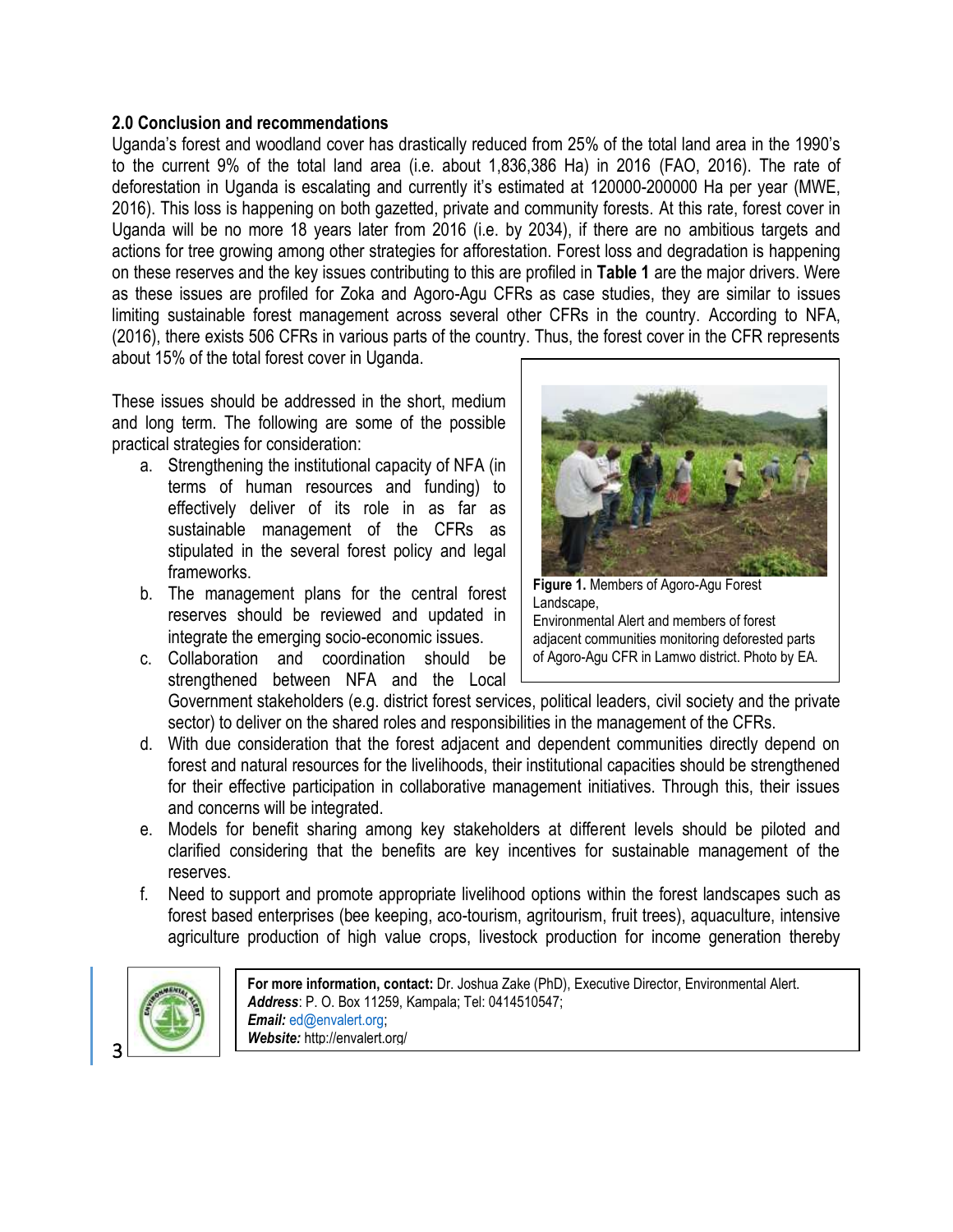## 2.0 Conclusion and recommendations

Uganda's forest and woodland cover has drastically reduced from 25% of the total land area in the 1990's to the current 9% of the total land area (i.e. about 1,836,386 Ha) in 2016 (FAO, 2016). The rate of deforestation in Uganda is escalating and currently it's estimated at 120000-200000 Ha per year (MWE, 2016). This loss is happening on both gazetted, private and community forests. At this rate, forest cover in Uganda will be no more 18 years later from 2016 (i.e. by 2034), if there are no ambitious targets and actions for tree growing among other strategies for afforestation. Forest loss and degradation is happening on these reserves and the key issues contributing to this are profiled in **Table 1** are the major drivers. Were as these issues are profiled for Zoka and Agoro-Agu CFRs as case studies, they are similar to issues limiting sustainable forest management across several other CFRs in the country. According to NFA, (2016), there exists 506 CFRs in various parts of the country. Thus, the forest cover in the CFR represents about 15% of the total forest cover in Uganda.

These issues should be addressed in the short, medium and long term. The following are some of the possible practical strategies for consideration:

a. Strengthening the institutional capacity of NFA (in terms of human resources and funding) to effectively deliver of its role in as far as sustainable management of the CFRs as stipulated in the several forest policy and legal frameworks.

b. The management plans for the central forest reserves should be reviewed and updated in integrate the emerging socio-economic issues.

c. Collaboration and coordination should be strengthened between NFA and the Local Government stakeholders (e.g. district forest services, political leaders, civil society and the private sector) to deliver on the shared roles and responsibilities in the management of the CFRs.

d. With due consideration that the forest adjacent and dependent communities directly depend on forest and natural resources for the livelihoods, their institutional capacities should be strengthened for their effective participation in collaborative management initiatives. Through this, their issues and concerns will be integrated.

e. Models for benefit sharing among key stakeholders at different levels should be piloted and clarified considering that the benefits are key incentives for sustainable management of the reserves.

f. Need to support and promote appropriate livelihood options within the forest landscapes such as forest based enterprises (bee keeping, aco-tourism, agritourism, fruit trees), aquaculture, intensive agriculture production of high value crops, livestock production for income generation thereby

**Figure 1.** Members of Agoro-Agu Forest Landscape, Environmental Alert and members of forest adjacent communities monitoring deforested parts of Agoro-Agu CFR in Lamwo district. Photo by EA.

**For more information, contact:** Dr. Joshua Zake (PhD), Executive Director, Environmental Alert.
***Address***: P. O. Box 11259, Kampala; Tel: 0414510547;
***Email:*** ed@envalert.org;
***Website:*** http://envalert.org/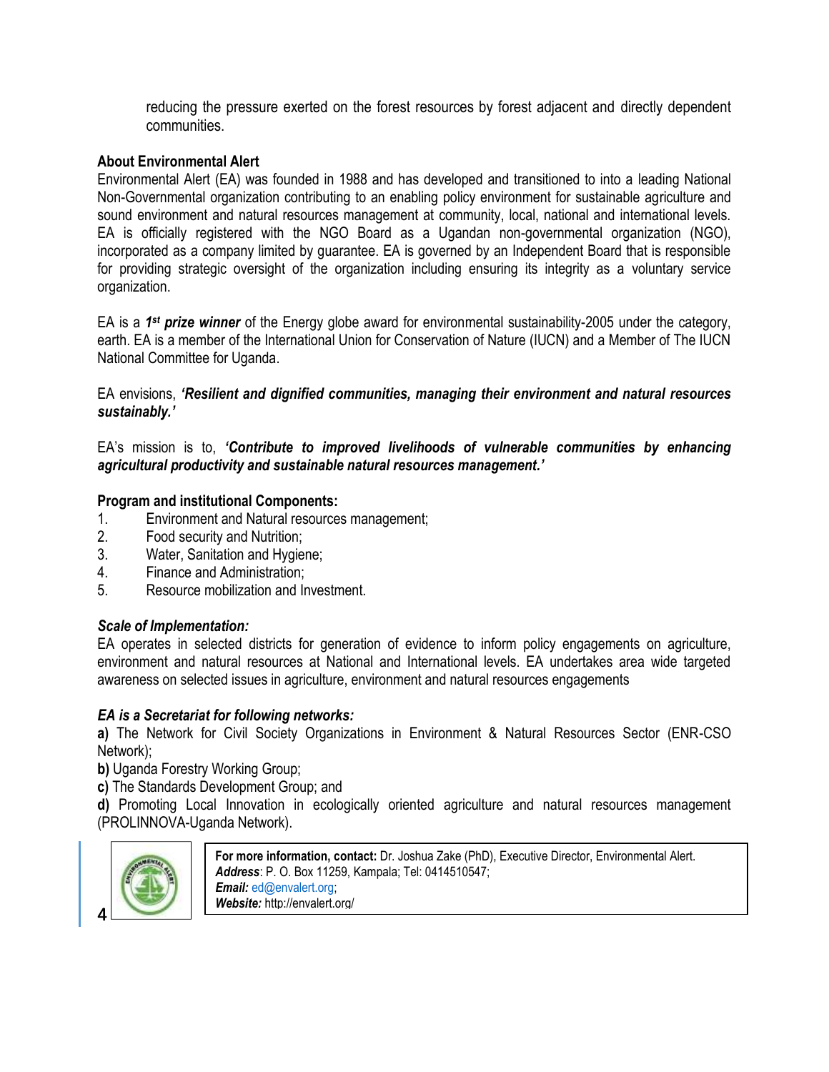reducing the pressure exerted on the forest resources by forest adjacent and directly dependent communities.

**About Environmental Alert**

Environmental Alert (EA) was founded in 1988 and has developed and transitioned to into a leading National Non-Governmental organization contributing to an enabling policy environment for sustainable agriculture and sound environment and natural resources management at community, local, national and international levels. EA is officially registered with the NGO Board as a Ugandan non-governmental organization (NGO), incorporated as a company limited by guarantee. EA is governed by an Independent Board that is responsible for providing strategic oversight of the organization including ensuring its integrity as a voluntary service organization.

EA is a ***1st prize winner*** of the Energy globe award for environmental sustainability-2005 under the category, earth. EA is a member of the International Union for Conservation of Nature (IUCN) and a Member of The IUCN National Committee for Uganda.

EA envisions, ***'Resilient and dignified communities, managing their environment and natural resources sustainably.'***

EA's mission is to, ***'Contribute to improved livelihoods of vulnerable communities by enhancing agricultural productivity and sustainable natural resources management.'***

**Program and institutional Components:**

1. Environment and Natural resources management;
2. Food security and Nutrition;
3. Water, Sanitation and Hygiene;
4. Finance and Administration;
5. Resource mobilization and Investment.

***Scale of Implementation:***

EA operates in selected districts for generation of evidence to inform policy engagements on agriculture, environment and natural resources at National and International levels. EA undertakes area wide targeted awareness on selected issues in agriculture, environment and natural resources engagements

***EA is a Secretariat for following networks:***

**a)** The Network for Civil Society Organizations in Environment & Natural Resources Sector (ENR-CSO Network);

**b)** Uganda Forestry Working Group;

**c)** The Standards Development Group; and

**d)** Promoting Local Innovation in ecologically oriented agriculture and natural resources management (PROLINNOVA-Uganda Network).

**For more information, contact:** Dr. Joshua Zake (PhD), Executive Director, Environmental Alert.
***Address***: P. O. Box 11259, Kampala; Tel: 0414510547;
***Email:*** ed@envalert.org;
***Website:*** http://envalert.org/